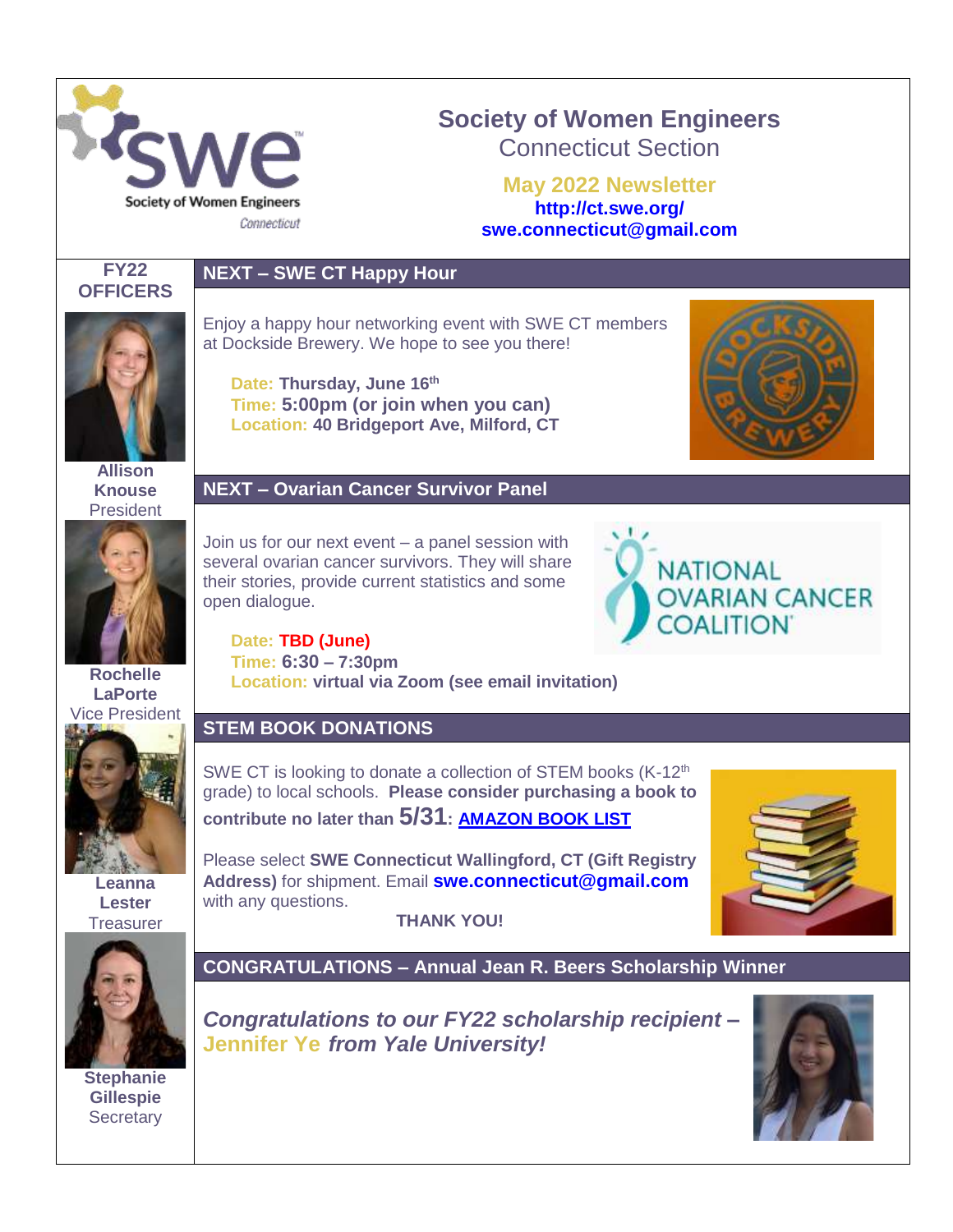# Society of Women Engineers

## Connecticut Section

**May 2022 Newsletter**

**http://ct.swe.org/**

**swe.connecticut@gmail.com**

---

## NEXT – SWE CT Happy Hour

Enjoy a happy hour networking event with SWE CT members at Dockside Brewery. We hope to see you there!

**Date:** **Thursday, June 16th**
**Time:** **5:00pm (or join when you can)**
**Location:** **40 Bridgeport Ave, Milford, CT**

## NEXT – Ovarian Cancer Survivor Panel

Join us for our next event – a panel session with several ovarian cancer survivors. They will share their stories, provide current statistics and some open dialogue.

**Date:** **TBD (June)**
**Time:** **6:30 – 7:30pm**
**Location:** **virtual via Zoom (see email invitation)**

## STEM BOOK DONATIONS

SWE CT is looking to donate a collection of STEM books (K-12th grade) to local schools. **Please consider purchasing a book to contribute no later than 5/31: [AMAZON BOOK LIST]**

Please select **SWE Connecticut Wallingford, CT (Gift Registry Address)** for shipment. Email **swe.connecticut@gmail.com** with any questions.

**THANK YOU!**

## CONGRATULATIONS – Annual Jean R. Beers Scholarship Winner

***Congratulations to our FY22 scholarship recipient – Jennifer Ye from Yale University!***

---

## FY22 OFFICERS

**Allison Knouse**
President

**Rochelle LaPorte**
Vice President

**Leanna Lester**
Treasurer

**Stephanie Gillespie**
Secretary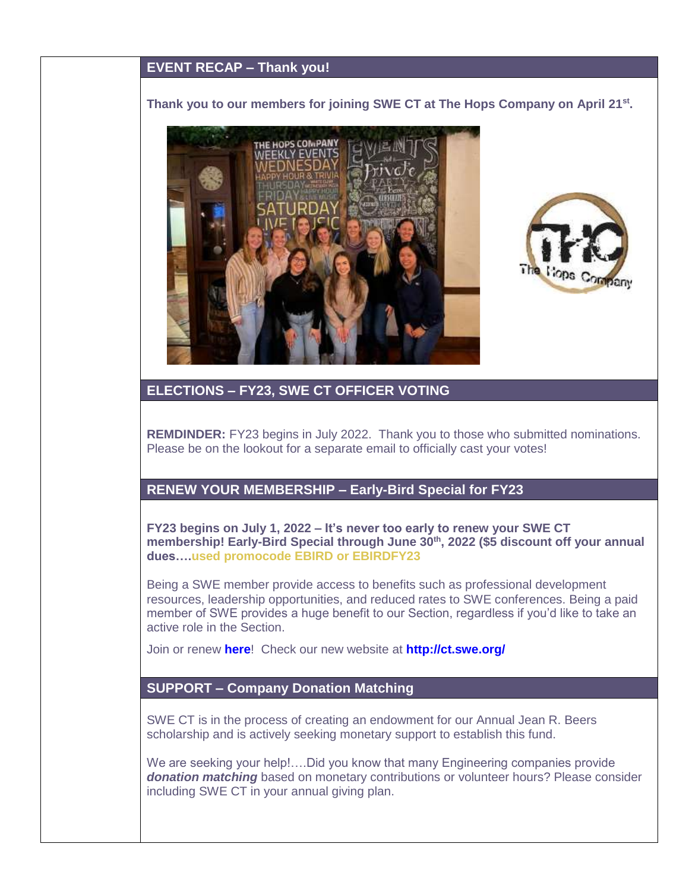## EVENT RECAP – Thank you!

**Thank you to our members for joining SWE CT at The Hops Company on April 21st.**

## ELECTIONS – FY23, SWE CT OFFICER VOTING

**REMDINDER:** FY23 begins in July 2022. Thank you to those who submitted nominations. Please be on the lookout for a separate email to officially cast your votes!

## RENEW YOUR MEMBERSHIP – Early-Bird Special for FY23

**FY23 begins on July 1, 2022 – It's never too early to renew your SWE CT membership! Early-Bird Special through June 30th, 2022 ($5 discount off your annual dues….used promocode EBIRD or EBIRDFY23**

Being a SWE member provide access to benefits such as professional development resources, leadership opportunities, and reduced rates to SWE conferences. Being a paid member of SWE provides a huge benefit to our Section, regardless if you'd like to take an active role in the Section.

Join or renew **here**! Check our new website at **http://ct.swe.org/**

## SUPPORT – Company Donation Matching

SWE CT is in the process of creating an endowment for our Annual Jean R. Beers scholarship and is actively seeking monetary support to establish this fund.

We are seeking your help!….Did you know that many Engineering companies provide ***donation matching*** based on monetary contributions or volunteer hours? Please consider including SWE CT in your annual giving plan.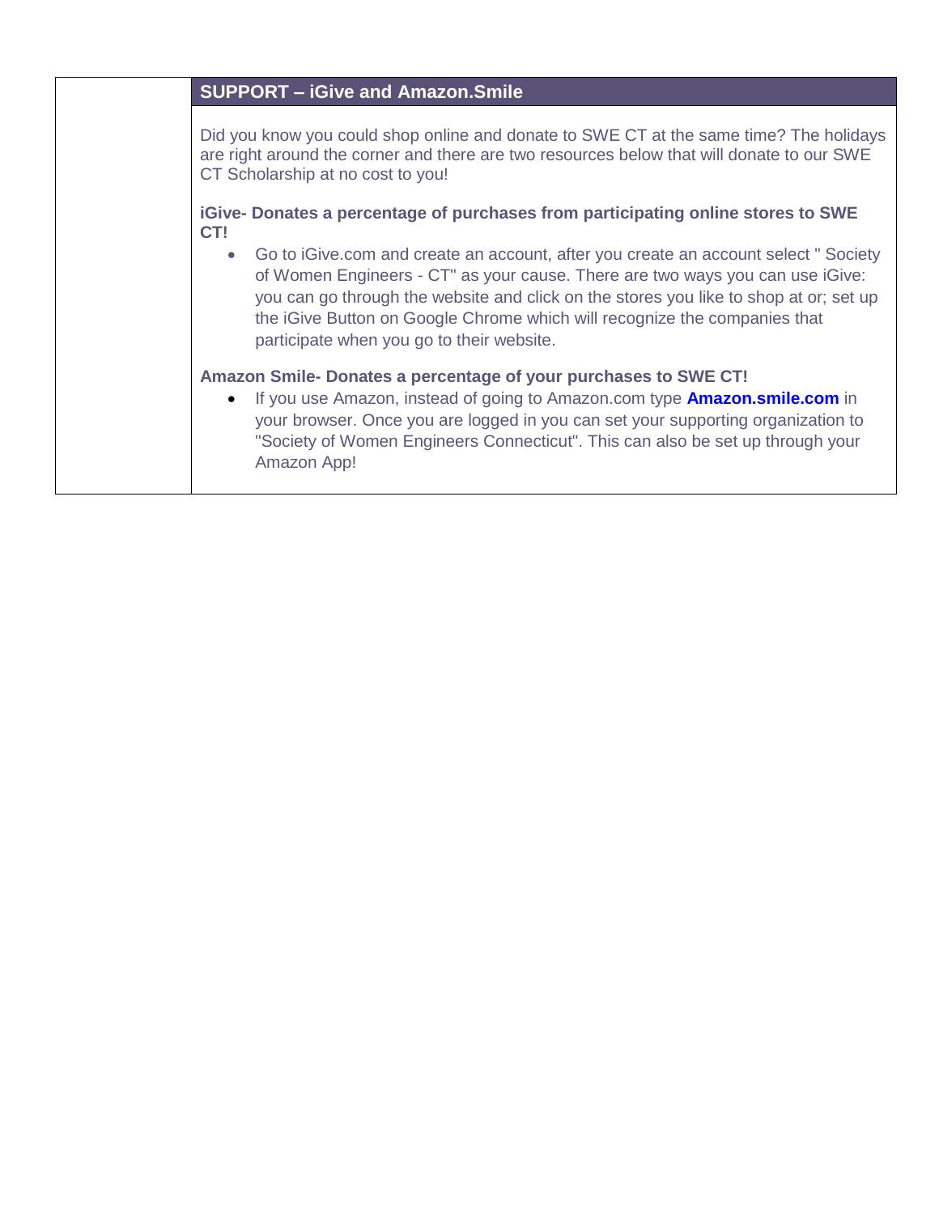## SUPPORT – iGive and Amazon.Smile

Did you know you could shop online and donate to SWE CT at the same time? The holidays are right around the corner and there are two resources below that will donate to our SWE CT Scholarship at no cost to you!

**iGive- Donates a percentage of purchases from participating online stores to SWE CT!**

- Go to iGive.com and create an account, after you create an account select " Society of Women Engineers - CT" as your cause. There are two ways you can use iGive: you can go through the website and click on the stores you like to shop at or; set up the iGive Button on Google Chrome which will recognize the companies that participate when you go to their website.

**Amazon Smile- Donates a percentage of your purchases to SWE CT!**

- If you use Amazon, instead of going to Amazon.com type **Amazon.smile.com** in your browser. Once you are logged in you can set your supporting organization to "Society of Women Engineers Connecticut". This can also be set up through your Amazon App!